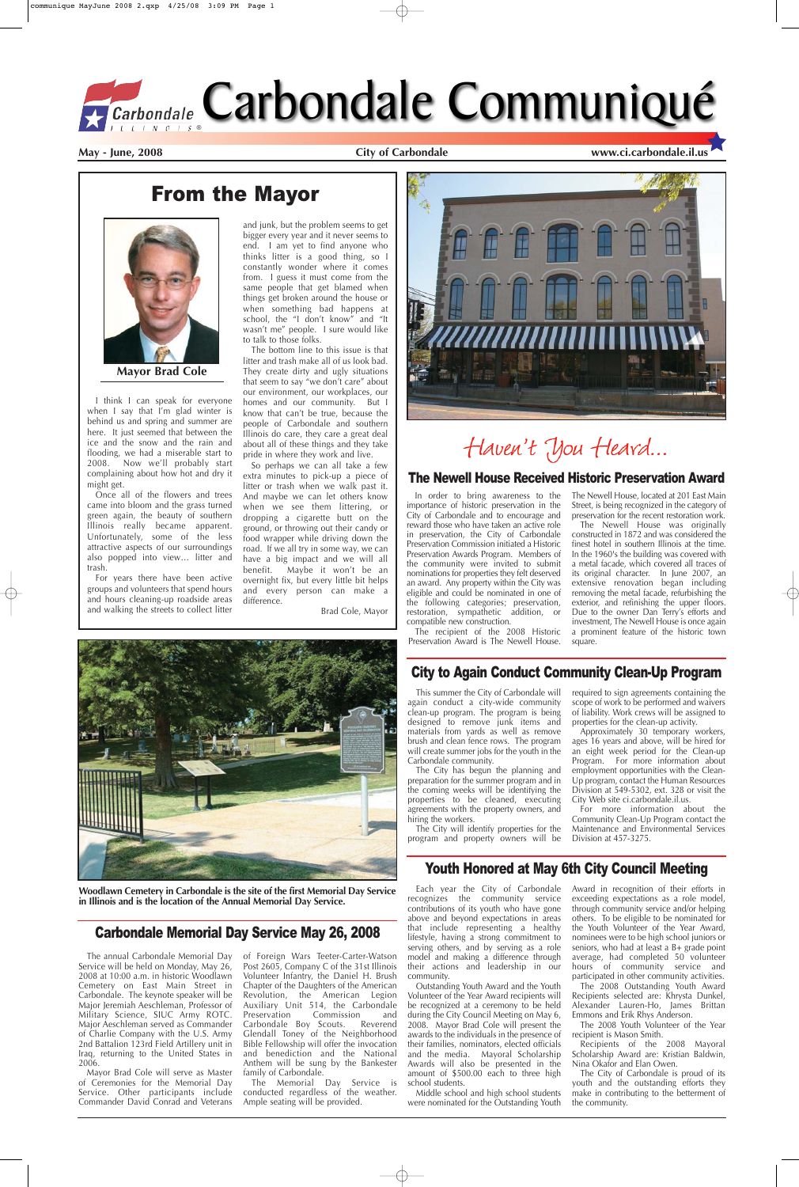# Carbondale Communiqué

**May - June, 2008** **City of Carbondale** **www.ci.carbondale.il.us**

## From the Mayor

**Mayor Brad Cole**

I think I can speak for everyone when I say that I'm glad winter is behind us and spring and summer are here. It just seemed that between the ice and the snow and the rain and flooding, we had a miserable start to 2008. Now we'll probably start complaining about how hot and dry it might get.

Once all of the flowers and trees came into bloom and the grass turned green again, the beauty of southern Illinois really became apparent. Unfortunately, some of the less attractive aspects of our surroundings also popped into view... litter and trash.

For years there have been active groups and volunteers that spend hours and hours cleaning-up roadside areas and walking the streets to collect litter and junk, but the problem seems to get bigger every year and it never seems to end. I am yet to find anyone who thinks litter is a good thing, so I constantly wonder where it comes from. I guess it must come from the same people that get blamed when things get broken around the house or when something bad happens at school, the "I don't know" and "It wasn't me" people. I sure would like to talk to those folks.

The bottom line to this issue is that litter and trash make all of us look bad. They create dirty and ugly situations that seem to say "we don't care" about our environment, our workplaces, our homes and our community. But I know that can't be true, because the people of Carbondale and southern Illinois do care, they care a great deal about all of these things and they take pride in where they work and live.

So perhaps we can all take a few extra minutes to pick-up a piece of litter or trash when we walk past it. And maybe we can let others know when we see them littering, or dropping a cigarette butt on the ground, or throwing out their candy or food wrapper while driving down the road. If we all try in some way, we can have a big impact and we will all benefit. Maybe it won't be an overnight fix, but every little bit helps and every person can make a difference.

Brad Cole, Mayor

## Haven't You Heard...

### The Newell House Received Historic Preservation Award

In order to bring awareness to the importance of historic preservation in the City of Carbondale and to encourage and reward those who have taken an active role in preservation, the City of Carbondale Preservation Commission initiated a Historic Preservation Awards Program. Members of the community were invited to submit nominations for properties they felt deserved an award. Any property within the City was eligible and could be nominated in one of the following categories; preservation, restoration, sympathetic addition, or compatible new construction.

The recipient of the 2008 Historic Preservation Award is The Newell House. The Newell House, located at 201 East Main Street, is being recognized in the category of preservation for the recent restoration work.

The Newell House was originally constructed in 1872 and was considered the finest hotel in southern Illinois at the time. In the 1960's the building was covered with a metal facade, which covered all traces of its original character. In June 2007, an extensive renovation began including removing the metal facade, refurbishing the exterior, and refinishing the upper floors. Due to the owner Dan Terry's efforts and investment, The Newell House is once again a prominent feature of the historic town square.

### City to Again Conduct Community Clean-Up Program

This summer the City of Carbondale will again conduct a city-wide community clean-up program. The program is being designed to remove junk items and materials from yards as well as remove brush and clean fence rows. The program will create summer jobs for the youth in the Carbondale community.

The City has begun the planning and preparation for the summer program and in the coming weeks will be identifying the properties to be cleaned, executing agreements with the property owners, and hiring the workers.

The City will identify properties for the program and property owners will be required to sign agreements containing the scope of work to be performed and waivers of liability. Work crews will be assigned to properties for the clean-up activity.

Approximately 30 temporary workers, ages 16 years and above, will be hired for an eight week period for the Clean-up Program. For more information about employment opportunities with the Clean-Up program, contact the Human Resources Division at 549-5302, ext. 328 or visit the City Web site ci.carbondale.il.us.

For more information about the Community Clean-Up Program contact the Maintenance and Environmental Services Division at 457-3275.

**Woodlawn Cemetery in Carbondale is the site of the first Memorial Day Service in Illinois and is the location of the Annual Memorial Day Service.**

### Carbondale Memorial Day Service May 26, 2008

The annual Carbondale Memorial Day Service will be held on Monday, May 26, 2008 at 10:00 a.m. in historic Woodlawn Cemetery on East Main Street in Carbondale. The keynote speaker will be Major Jeremiah Aeschleman, Professor of Military Science, SIUC Army ROTC. Major Aeschleman served as Commander of Charlie Company with the U.S. Army 2nd Battalion 123rd Field Artillery unit in Iraq, returning to the United States in 2006.

Mayor Brad Cole will serve as Master of Ceremonies for the Memorial Day Service. Other participants include Commander David Conrad and Veterans of Foreign Wars Teeter-Carter-Watson Post 2605, Company C of the 31st Illinois Volunteer Infantry, the Daniel H. Brush Chapter of the Daughters of the American Revolution, the American Legion Auxiliary Unit 514, the Carbondale Preservation Commission and Carbondale Boy Scouts. Reverend Glendall Toney of the Neighborhood Bible Fellowship will offer the invocation and benediction and the National Anthem will be sung by the Bankester family of Carbondale.

The Memorial Day Service is conducted regardless of the weather. Ample seating will be provided.

### Youth Honored at May 6th City Council Meeting

Each year the City of Carbondale recognizes the community service contributions of its youth who have gone above and beyond expectations in areas that include representing a healthy lifestyle, having a strong commitment to serving others, and by serving as a role model and making a difference through their actions and leadership in our community.

Outstanding Youth Award and the Youth Volunteer of the Year Award recipients will be recognized at a ceremony to be held during the City Council Meeting on May 6, 2008. Mayor Brad Cole will present the awards to the individuals in the presence of their families, nominators, elected officials and the media. Mayoral Scholarship Awards will also be presented in the amount of $500.00 each to three high school students.

Middle school and high school students were nominated for the Outstanding Youth Award in recognition of their efforts in exceeding expectations as a role model, through community service and/or helping others. To be eligible to be nominated for the Youth Volunteer of the Year Award, nominees were to be high school juniors or seniors, who had at least a B+ grade point average, had completed 50 volunteer hours of community service and participated in other community activities.

The 2008 Outstanding Youth Award Recipients selected are: Khrysta Dunkel, Alexander Lauren-Ho, James Brittan Emmons and Erik Rhys Anderson.

The 2008 Youth Volunteer of the Year recipient is Mason Smith.

Recipients of the 2008 Mayoral Scholarship Award are: Kristian Baldwin, Nina Okafor and Elan Owen.

The City of Carbondale is proud of its youth and the outstanding efforts they make in contributing to the betterment of the community.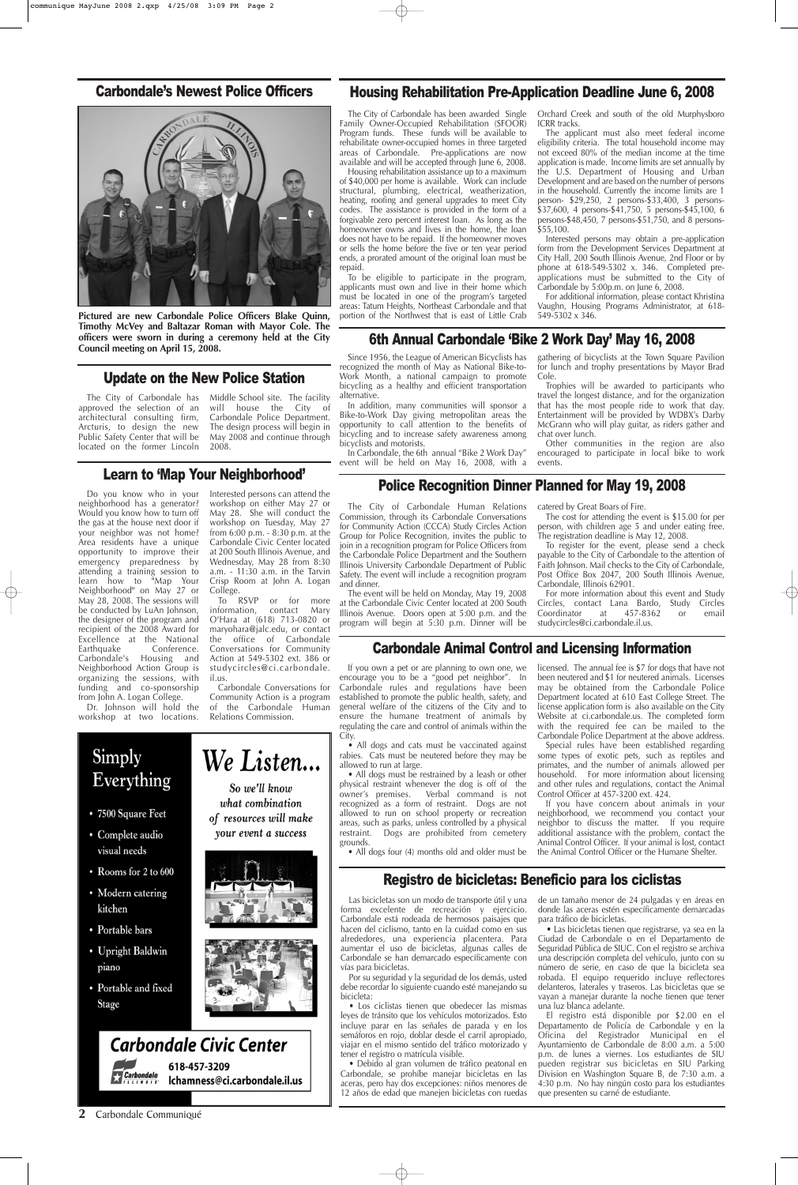## Carbondale's Newest Police Officers

**Pictured are new Carbondale Police Officers Blake Quinn, Timothy McVey and Baltazar Roman with Mayor Cole. The officers were sworn in during a ceremony held at the City Council meeting on April 15, 2008.**

## Update on the New Police Station

The City of Carbondale has approved the selection of an architectural consulting firm, Arcturis, to design the new Public Safety Center that will be located on the former Lincoln Middle School site. The facility will house the City of Carbondale Police Department. The design process will begin in May 2008 and continue through 2008.

## Learn to 'Map Your Neighborhood'

Do you know who in your neighborhood has a generator? Would you know how to turn off the gas at the house next door if your neighbor was not home? Area residents have a unique opportunity to improve their emergency preparedness by attending a training session to learn how to "Map Your Neighborhood" on May 27 or May 28, 2008. The sessions will be conducted by LuAn Johnson, the designer of the program and recipient of the 2008 Award for Excellence at the National Earthquake Conference. Carbondale's Housing and Neighborhood Action Group is organizing the sessions, with funding and co-sponsorship from John A. Logan College.

Dr. Johnson will hold the workshop at two locations. Interested persons can attend the workshop on either May 27 or May 28. She will conduct the workshop on Tuesday, May 27 from 6:00 p.m. - 8:30 p.m. at the Carbondale Civic Center located at 200 South Illinois Avenue, and Wednesday, May 28 from 8:30 a.m. - 11:30 a.m. in the Tarvin Crisp Room at John A. Logan College.

To RSVP or for more information, contact Mary O'Hara at (618) 713-0820 or maryohara@jalc.edu, or contact the office of Carbondale Conversations for Community Action at 549-5302 ext. 386 or studycircles@ci.carbondale.il.us.

Carbondale Conversations for Community Action is a program of the Carbondale Human Relations Commission.

## Simply Everything

- 7500 Square Feet
- Complete audio visual needs
- Rooms for 2 to 600
- Modern catering kitchen
- Portable bars
- Upright Baldwin piano
- Portable and fixed Stage

*We Listen...*

*So we'll know what combination of resources will make your event a success*

**Carbondale Civic Center**

618-457-3209

lchamness@ci.carbondale.il.us

## Housing Rehabilitation Pre-Application Deadline June 6, 2008

The City of Carbondale has been awarded Single Family Owner-Occupied Rehabilitation (SFOOR) Program funds. These funds will be available to rehabilitate owner-occupied homes in three targeted areas of Carbondale. Pre-applications are now available and will be accepted through June 6, 2008.

Housing rehabilitation assistance up to a maximum of $40,000 per home is available. Work can include structural, plumbing, electrical, weatherization, heating, roofing and general upgrades to meet City codes. The assistance is provided in the form of a forgivable zero percent interest loan. As long as the homeowner owns and lives in the home, the loan does not have to be repaid. If the homeowner moves or sells the home before the five or ten year period ends, a prorated amount of the original loan must be repaid.

To be eligible to participate in the program, applicants must own and live in their home which must be located in one of the program's targeted areas: Tatum Heights, Northeast Carbondale and that portion of the Northwest that is east of Little Crab Orchard Creek and south of the old Murphysboro ICRR tracks.

The applicant must also meet federal income eligibility criteria. The total household income may not exceed 80% of the median income at the time application is made. Income limits are set annually by the U.S. Department of Housing and Urban Development and are based on the number of persons in the household. Currently the income limits are 1 person- $29,250, 2 persons-$33,400, 3 persons-$37,600, 4 persons-$41,750, 5 persons-$45,100, 6 persons-$48,450, 7 persons-$51,750, and 8 persons-$55,100.

Interested persons may obtain a pre-application form from the Development Services Department at City Hall, 200 South Illinois Avenue, 2nd Floor or by phone at 618-549-5302 x. 346. Completed pre-applications must be submitted to the City of Carbondale by 5:00p.m. on June 6, 2008.

For additional information, please contact Khristina Vaughn, Housing Programs Administrator, at 618-549-5302 x 346.

## 6th Annual Carbondale 'Bike 2 Work Day' May 16, 2008

Since 1956, the League of American Bicyclists has recognized the month of May as National Bike-to-Work Month, a national campaign to promote bicycling as a healthy and efficient transportation alternative.

In addition, many communities will sponsor a Bike-to-Work Day giving metropolitan areas the opportunity to call attention to the benefits of bicycling and to increase safety awareness among bicyclists and motorists.

In Carbondale, the 6th annual "Bike 2 Work Day" event will be held on May 16, 2008, with a gathering of bicyclists at the Town Square Pavilion for lunch and trophy presentations by Mayor Brad Cole.

Trophies will be awarded to participants who travel the longest distance, and for the organization that has the most people ride to work that day. Entertainment will be provided by WDBX's Darby McGrann who will play guitar, as riders gather and chat over lunch.

Other communities in the region are also encouraged to participate in local bike to work events.

## Police Recognition Dinner Planned for May 19, 2008

The City of Carbondale Human Relations Commission, through its Carbondale Conversations for Community Action (CCCA) Study Circles Action Group for Police Recognition, invites the public to join in a recognition program for Police Officers from the Carbondale Police Department and the Southern Illinois University Carbondale Department of Public Safety. The event will include a recognition program and dinner.

The event will be held on Monday, May 19, 2008 at the Carbondale Civic Center located at 200 South Illinois Avenue. Doors open at 5:00 p.m. and the program will begin at 5:30 p.m. Dinner will be catered by Great Boars of Fire.

The cost for attending the event is $15.00 for per person, with children age 5 and under eating free. The registration deadline is May 12, 2008.

To register for the event, please send a check payable to the City of Carbondale to the attention of Faith Johnson. Mail checks to the City of Carbondale, Post Office Box 2047, 200 South Illinois Avenue, Carbondale, Illinois 62901.

For more information about this event and Study Circles, contact Lana Bardo, Study Circles Coordinator at 457-8362 or email studycircles@ci.carbondale.il.us.

## Carbondale Animal Control and Licensing Information

If you own a pet or are planning to own one, we encourage you to be a "good pet neighbor". In Carbondale rules and regulations have been established to promote the public health, safety, and general welfare of the citizens of the City and to ensure the humane treatment of animals by regulating the care and control of animals within the City.

- All dogs and cats must be vaccinated against rabies. Cats must be neutered before they may be allowed to run at large.
- All dogs must be restrained by a leash or other physical restraint whenever the dog is off of the owner's premises. Verbal command is not recognized as a form of restraint. Dogs are not allowed to run on school property or recreation areas, such as parks, unless controlled by a physical restraint. Dogs are prohibited from cemetery grounds.
- All dogs four (4) months old and older must be licensed. The annual fee is $7 for dogs that have not been neutered and $1 for neutered animals. Licenses may be obtained from the Carbondale Police Department located at 610 East College Street. The license application form is also available on the City Website at ci.carbondale.us. The completed form with the required fee can be mailed to the Carbondale Police Department at the above address.

Special rules have been established regarding some types of exotic pets, such as reptiles and primates, and the number of animals allowed per household. For more information about licensing and other rules and regulations, contact the Animal Control Officer at 457-3200 ext. 424.

If you have concern about animals in your neighborhood, we recommend you contact your neighbor to discuss the matter. If you require additional assistance with the problem, contact the Animal Control Officer. If your animal is lost, contact the Animal Control Officer or the Humane Shelter.

## Registro de bicicletas: Beneficio para los ciclistas

Las bicicletas son un modo de transporte útil y una forma excelente de recreación y ejercicio. Carbondale está rodeada de hermosos paisajes que hacen del ciclismo, tanto en la ciudad como en sus alrededores, una experiencia placentera. Para aumentar el uso de bicicletas, algunas calles de Carbondale se han demarcado específicamente con vías para bicicletas.

Por su seguridad y la seguridad de los demás, usted debe recordar lo siguiente cuando esté manejando su bicicleta:

- Los ciclistas tienen que obedecer las mismas leyes de tránsito que los vehículos motorizados. Esto incluye parar en las señales de parada y en los semáforos en rojo, doblar desde el carril apropiado, viajar en el mismo sentido del tráfico motorizado y tener el registro o matrícula visible.
- Debido al gran volumen de tráfico peatonal en Carbondale, se prohíbe manejar bicicletas en las aceras, pero hay dos excepciones: niños menores de 12 años de edad que manejen bicicletas con ruedas de un tamaño menor de 24 pulgadas y en áreas en donde las aceras estén específicamente demarcadas para tráfico de bicicletas.
- Las bicicletas tienen que registrarse, ya sea en la Ciudad de Carbondale o en el Departamento de Seguridad Pública de SIUC. Con el registro se archiva una descripción completa del vehículo, junto con su número de serie, en caso de que la bicicleta sea robada. El equipo requerido incluye reflectores delanteros, laterales y traseros. Las bicicletas que se vayan a manejar durante la noche tienen que tener una luz blanca adelante.

El registro está disponible por $2.00 en el Departamento de Policía de Carbondale y en la Oficina del Registrador Municipal en el Ayuntamiento de Carbondale de 8:00 a.m. a 5:00 p.m. de lunes a viernes. Los estudiantes de SIU pueden registrar sus bicicletas en SIU Parking Division en Washington Square B, de 7:30 a.m. a 4:30 p.m. No hay ningún costo para los estudiantes que presenten su carné de estudiante.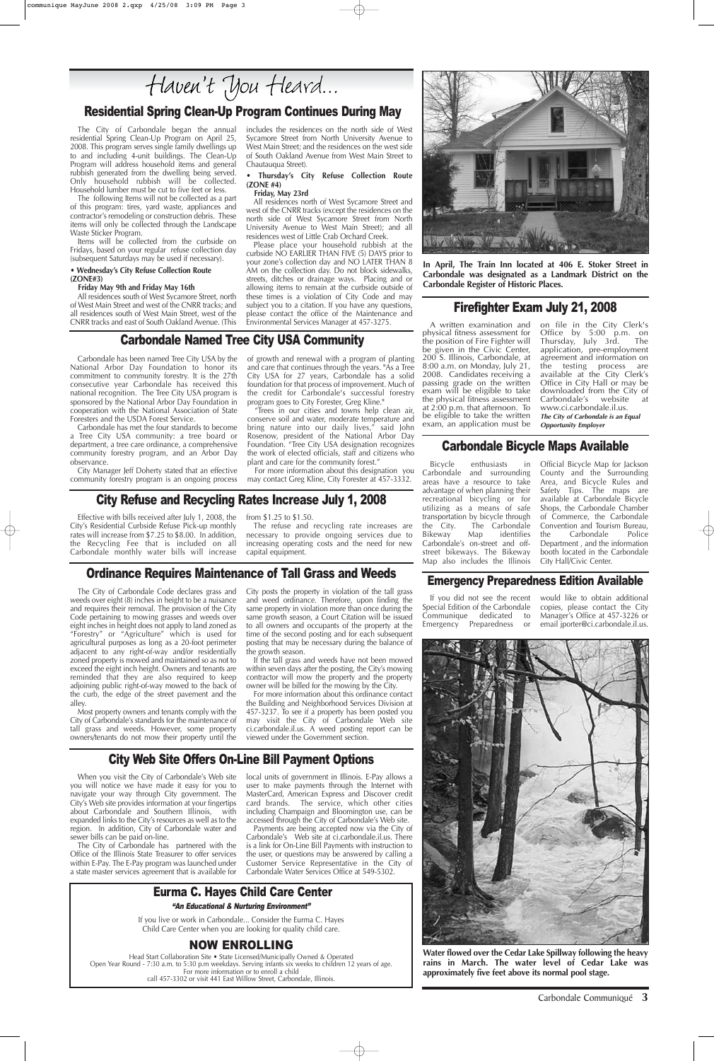// Haven't You Heard...

## Residential Spring Clean-Up Program Continues During May

The City of Carbondale began the annual residential Spring Clean-Up Program on April 25, 2008. This program serves single family dwellings up to and including 4-unit buildings. The Clean-Up Program will address household items and general rubbish generated from the dwelling being served. Only household rubbish will be collected. Household lumber must be cut to five feet or less.

The following Items will not be collected as a part of this program: tires, yard waste, appliances and contractor's remodeling or construction debris. These items will only be collected through the Landscape Waste Sticker Program.

Items will be collected from the curbside on Fridays, based on your regular refuse collection day (subsequent Saturdays may be used if necessary).

**• Wednesday's City Refuse Collection Route (ZONE#3)**

**Friday May 9th and Friday May 16th**

All residences south of West Sycamore Street, north of West Main Street and west of the CNRR tracks; and all residences south of West Main Street, west of the CNRR tracks and east of South Oakland Avenue. (This includes the residences on the north side of West Sycamore Street from North University Avenue to West Main Street; and the residences on the west side of South Oakland Avenue from West Main Street to Chautauqua Street).

**• Thursday's City Refuse Collection Route (ZONE #4)**

**Friday, May 23rd**

All residences north of West Sycamore Street and west of the CNRR tracks (except the residences on the north side of West Sycamore Street from North University Avenue to West Main Street); and all residences west of Little Crab Orchard Creek.

Please place your household rubbish at the curbside NO EARLIER THAN FIVE (5) DAYS prior to your zone's collection day and NO LATER THAN 8 AM on the collection day. Do not block sidewalks, streets, ditches or drainage ways. Placing and or allowing items to remain at the curbside outside of these times is a violation of City Code and may subject you to a citation. If you have any questions, please contact the office of the Maintenance and Environmental Services Manager at 457-3275.

**In April, The Train Inn located at 406 E. Stoker Street in Carbondale was designated as a Landmark District on the Carbondale Register of Historic Places.**

## Carbondale Named Tree City USA Community

Carbondale has been named Tree City USA by the National Arbor Day Foundation to honor its commitment to community forestry. It is the 27th consecutive year Carbondale has received this national recognition. The Tree City USA program is sponsored by the National Arbor Day Foundation in cooperation with the National Association of State Foresters and the USDA Forest Service.

Carbondale has met the four standards to become a Tree City USA community: a tree board or department, a tree care ordinance, a comprehensive community forestry program, and an Arbor Day observance.

City Manager Jeff Doherty stated that an effective community forestry program is an ongoing process of growth and renewal with a program of planting and care that continues through the years. "As a Tree City USA for 27 years, Carbondale has a solid foundation for that process of improvement. Much of the credit for Carbondale's successful forestry program goes to City Forester, Greg Kline."

"Trees in our cities and towns help clean air, conserve soil and water, moderate temperature and bring nature into our daily lives," said John Rosenow, president of the National Arbor Day Foundation. "Tree City USA designation recognizes the work of elected officials, staff and citizens who plant and care for the community forest."

For more information about this designation you may contact Greg Kline, City Forester at 457-3332.

## Firefighter Exam July 21, 2008

A written examination and physical fitness assessment for the position of Fire Fighter will be given in the Civic Center, 200 S. Illinois, Carbondale, at 8:00 a.m. on Monday, July 21, 2008. Candidates receiving a passing grade on the written exam will be eligible to take the physical fitness assessment at 2:00 p.m. that afternoon. To be eligible to take the written exam, an application must be on file in the City Clerk's Office by 5:00 p.m. on Thursday, July 3rd. The application, pre-employment agreement and information on the testing process are available at the City Clerk's Office in City Hall or may be downloaded from the City of Carbondale's website at www.ci.carbondale.il.us.

***The City of Carbondale is an Equal Opportunity Employer***

## City Refuse and Recycling Rates Increase July 1, 2008

Effective with bills received after July 1, 2008, the City's Residential Curbside Refuse Pick-up monthly rates will increase from $7.25 to $8.00. In addition, the Recycling Fee that is included on all Carbondale monthly water bills will increase from $1.25 to $1.50.

The refuse and recycling rate increases are necessary to provide ongoing services due to increasing operating costs and the need for new capital equipment.

## Carbondale Bicycle Maps Available

Bicycle enthusiasts in Carbondale and surrounding areas have a resource to take advantage of when planning their recreational bicycling or for utilizing as a means of safe transportation by bicycle through the City. The Carbondale Bikeway Map identifies Carbondale's on-street and off-street bikeways. The Bikeway Map also includes the Illinois Official Bicycle Map for Jackson County and the Surrounding Area, and Bicycle Rules and Safety Tips. The maps are available at Carbondale Bicycle Shops, the Carbondale Chamber of Commerce, the Carbondale Convention and Tourism Bureau, the Carbondale Police Department , and the information booth located in the Carbondale City Hall/Civic Center.

## Ordinance Requires Maintenance of Tall Grass and Weeds

The City of Carbondale Code declares grass and weeds over eight (8) inches in height to be a nuisance and requires their removal. The provision of the City Code pertaining to mowing grasses and weeds over eight inches in height does not apply to land zoned as "Forestry" or "Agriculture" which is used for agricultural purposes as long as a 20-foot perimeter adjacent to any right-of-way and/or residentially zoned property is mowed and maintained so as not to exceed the eight inch height. Owners and tenants are reminded that they are also required to keep adjoining public right-of-way mowed to the back of the curb, the edge of the street pavement and the alley.

Most property owners and tenants comply with the City of Carbondale's standards for the maintenance of tall grass and weeds. However, some property owners/tenants do not mow their property until the City posts the property in violation of the tall grass and weed ordinance. Therefore, upon finding the same property in violation more than once during the same growth season, a Court Citation will be issued to all owners and occupants of the property at the time of the second posting and for each subsequent posting that may be necessary during the balance of the growth season.

If the tall grass and weeds have not been mowed within seven days after the posting, the City's mowing contractor will mow the property and the property owner will be billed for the mowing by the City.

For more information about this ordinance contact the Building and Neighborhood Services Division at 457-3237. To see if a property has been posted you may visit the City of Carbondale Web site ci.carbondale.il.us. A weed posting report can be viewed under the Government section.

## Emergency Preparedness Edition Available

If you did not see the recent Special Edition of the Carbondale Communique dedicated to Emergency Preparedness or would like to obtain additional copies, please contact the City Manager's Office at 457-3226 or email jporter@ci.carbondale.il.us.

## City Web Site Offers On-Line Bill Payment Options

When you visit the City of Carbondale's Web site you will notice we have made it easy for you to navigate your way through City government. The City's Web site provides information at your fingertips about Carbondale and Southern Illinois, with expanded links to the City's resources as well as to the region. In addition, City of Carbondale water and sewer bills can be paid on-line.

The City of Carbondale has partnered with the Office of the Illinois State Treasurer to offer services within E-Pay. The E-Pay program was launched under a state master services agreement that is available for local units of government in Illinois. E-Pay allows a user to make payments through the Internet with MasterCard, American Express and Discover credit card brands. The service, which other cities including Champaign and Bloomington use, can be accessed through the City of Carbondale's Web site.

Payments are being accepted now via the City of Carbondale's Web site at ci.carbondale.il.us. There is a link for On-Line Bill Payments with instruction to the user, or questions may be answered by calling a Customer Service Representative in the City of Carbondale Water Services Office at 549-5302.

## Eurma C. Hayes Child Care Center

***"An Educational & Nurturing Environment"***

If you live or work in Carbondale... Consider the Eurma C. Hayes Child Care Center when you are looking for quality child care.

## NOW ENROLLING

Head Start Collaboration Site • State Licensed/Municipally Owned & Operated
Open Year Round - 7:30 a.m. to 5:30 p.m weekdays. Serving infants six weeks to children 12 years of age.
For more information or to enroll a child
call 457-3302 or visit 441 East Willow Street, Carbondale, Illinois.

**Water flowed over the Cedar Lake Spillway following the heavy rains in March. The water level of Cedar Lake was approximately five feet above its normal pool stage.**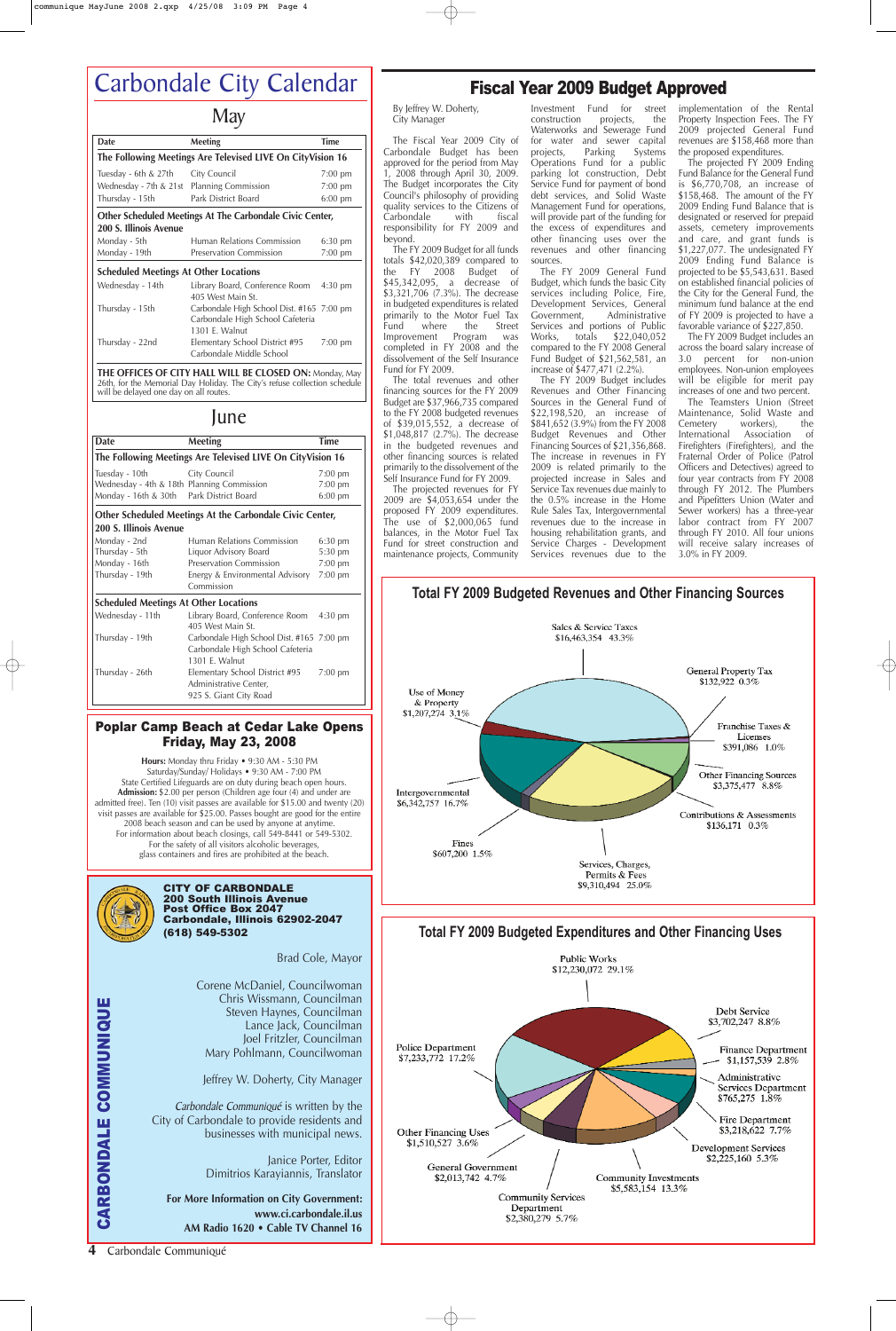# Carbondale City Calendar

## May

| Date | Meeting | Time |
|---|---|---|
| **The Following Meetings Are Televised LIVE On CityVision 16** | | |
| Tuesday - 6th & 27th | City Council | 7:00 pm |
| Wednesday - 7th & 21st | Planning Commission | 7:00 pm |
| Thursday - 15th | Park District Board | 6:00 pm |
| **Other Scheduled Meetings At The Carbondale Civic Center, 200 S. Illinois Avenue** | | |
| Monday - 5th | Human Relations Commission | 6:30 pm |
| Monday - 19th | Preservation Commission | 7:00 pm |
| **Scheduled Meetings At Other Locations** | | |
| Wednesday - 14th | Library Board, Conference Room 405 West Main St. | 4:30 pm |
| Thursday - 15th | Carbondale High School Dist. #165 Carbondale High School Cafeteria 1301 E. Walnut | 7:00 pm |
| Thursday - 22nd | Elementary School District #95 Carbondale Middle School | 7:00 pm |

**THE OFFICES OF CITY HALL WILL BE CLOSED ON:** Monday, May 26th, for the Memorial Day Holiday. The City's refuse collection schedule will be delayed one day on all routes.

## June

| Date | Meeting | Time |
|---|---|---|
| **The Following Meetings Are Televised LIVE On CityVision 16** | | |
| Tuesday - 10th | City Council | 7:00 pm |
| Wednesday - 4th & 18th | Planning Commission | 7:00 pm |
| Monday - 16th & 30th | Park District Board | 6:00 pm |
| **Other Scheduled Meetings At The Carbondale Civic Center, 200 S. Illinois Avenue** | | |
| Monday - 2nd | Human Relations Commission | 6:30 pm |
| Thursday - 5th | Liquor Advisory Board | 5:30 pm |
| Monday - 16th | Preservation Commission | 7:00 pm |
| Thursday - 19th | Energy & Environmental Advisory Commission | 7:00 pm |
| **Scheduled Meetings At Other Locations** | | |
| Wednesday - 11th | Library Board, Conference Room 405 West Main St. | 4:30 pm |
| Thursday - 19th | Carbondale High School Dist. #165 Carbondale High School Cafeteria 1301 E. Walnut | 7:00 pm |
| Thursday - 26th | Elementary School District #95 Administrative Center, 925 S. Giant City Road | 7:00 pm |

## Poplar Camp Beach at Cedar Lake Opens Friday, May 23, 2008

**Hours:** Monday thru Friday • 9:30 AM - 5:30 PM
Saturday/Sunday/ Holidays • 9:30 AM - 7:00 PM
State Certified Lifeguards are on duty during beach open hours.
**Admission:** $2.00 per person (Children age four (4) and under are admitted free). Ten (10) visit passes are available for $15.00 and twenty (20) visit passes are available for $25.00. Passes bought are good for the entire 2008 beach season and can be used by anyone at anytime.
For information about beach closings, call 549-8441 or 549-5302.
For the safety of all visitors alcoholic beverages, glass containers and fires are prohibited at the beach.

**CITY OF CARBONDALE**
**200 South Illinois Avenue**
**Post Office Box 2047**
**Carbondale, Illinois 62902-2047**
**(618) 549-5302**

**CARBONDALE COMMUNIQUE**

Brad Cole, Mayor

Corene McDaniel, Councilwoman
Chris Wissmann, Councilman
Steven Haynes, Councilman
Lance Jack, Councilman
Joel Fritzler, Councilman
Mary Pohlmann, Councilwoman

Jeffrey W. Doherty, City Manager

*Carbondale Communiqué* is written by the City of Carbondale to provide residents and businesses with municipal news.

Janice Porter, Editor
Dimitrios Karayiannis, Translator

**For More Information on City Government:**
**www.ci.carbondale.il.us**
**AM Radio 1620 • Cable TV Channel 16**

# Fiscal Year 2009 Budget Approved

By Jeffrey W. Doherty,
City Manager

The Fiscal Year 2009 City of Carbondale Budget has been approved for the period from May 1, 2008 through April 30, 2009. The Budget incorporates the City Council's philosophy of providing quality services to the Citizens of Carbondale with fiscal responsibility for FY 2009 and beyond.

The FY 2009 Budget for all funds totals $42,020,389 compared to the FY 2008 Budget of $45,342,095, a decrease of $3,321,706 (7.3%). The decrease in budgeted expenditures is related primarily to the Motor Fuel Tax Fund where the Street Improvement Program was completed in FY 2008 and the dissolvement of the Self Insurance Fund for FY 2009.

The total revenues and other financing sources for the FY 2009 Budget are $37,966,735 compared to the FY 2008 budgeted revenues of $39,015,552, a decrease of $1,048,817 (2.7%). The decrease in the budgeted revenues and other financing sources is related primarily to the dissolvement of the Self Insurance Fund for FY 2009.

The projected revenues for FY 2009 are $4,053,654 under the proposed FY 2009 expenditures. The use of $2,000,065 fund balances, in the Motor Fuel Tax Fund for street construction and maintenance projects, Community Investment Fund for street construction projects, the Waterworks and Sewerage Fund for water and sewer capital projects, Parking Systems Operations Fund for a public parking lot construction, Debt Service Fund for payment of bond debt services, and Solid Waste Management Fund for operations, will provide part of the funding for the excess of expenditures and other financing uses over the revenues and other financing sources.

The FY 2009 General Fund Budget, which funds the basic City services including Police, Fire, Development Services, General Government, Administrative Services and portions of Public Works, totals $22,040,052 compared to the FY 2008 General Fund Budget of $21,562,581, an increase of $477,471 (2.2%).

The FY 2009 Budget includes Revenues and Other Financing Sources in the General Fund of $22,198,520, an increase of $841,652 (3.9%) from the FY 2008 Budget Revenues and Other Financing Sources of $21,356,868. The increase in revenues in FY 2009 is related primarily to the projected increase in Sales and Service Tax revenues due mainly to the 0.5% increase in the Home Rule Sales Tax, Intergovernmental revenues due to the increase in housing rehabilitation grants, and Service Charges - Development Services revenues due to the implementation of the Rental Property Inspection Fees. The FY 2009 projected General Fund revenues are $158,468 more than the proposed expenditures.

The projected FY 2009 Ending Fund Balance for the General Fund is $6,770,708, an increase of $158,468. The amount of the FY 2009 Ending Fund Balance that is designated or reserved for prepaid assets, cemetery improvements and care, and grant funds is $1,227,077. The undesignated FY 2009 Ending Fund Balance is projected to be $5,543,631. Based on established financial policies of the City for the General Fund, the minimum fund balance at the end of FY 2009 is projected to have a favorable variance of $227,850.

The FY 2009 Budget includes an across the board salary increase of 3.0 percent for non-union employees. Non-union employees will be eligible for merit pay increases of one and two percent.

The Teamsters Union (Street Maintenance, Solid Waste and Cemetery workers), the International Association of Firefighters (Firefighters), and the Fraternal Order of Police (Patrol Officers and Detectives) agreed to four year contracts from FY 2008 through FY 2012. The Plumbers and Pipefitters Union (Water and Sewer workers) has a three-year labor contract from FY 2007 through FY 2010. All four unions will receive salary increases of 3.0% in FY 2009.

## Total FY 2009 Budgeted Revenues and Other Financing Sources

Sales & Service Taxes
$16,463,354 43.3%

General Property Tax
$132,922 0.3%

Franchise Taxes & Licenses
$391,086 1.0%

Other Financing Sources
$3,375,477 8.8%

Contributions & Assessments
$136,171 0.3%

Services, Charges, Permits & Fees
$9,310,494 25.0%

Fines
$607,200 1.5%

Intergovernmental
$6,342,757 16.7%

Use of Money & Property
$1,207,274 3.1%

## Total FY 2009 Budgeted Expenditures and Other Financing Uses

Public Works
$12,230,072 29.1%

Debt Service
$3,702,247 8.8%

Finance Department
$1,157,539 2.8%

Administrative Services Department
$765,275 1.8%

Fire Department
$3,218,622 7.7%

Development Services
$2,225,160 5.3%

Community Investments
$5,583,154 13.3%

Community Services Department
$2,380,279 5.7%

General Government
$2,013,742 4.7%

Other Financing Uses
$1,510,527 3.6%

Police Department
$7,233,772 17.2%